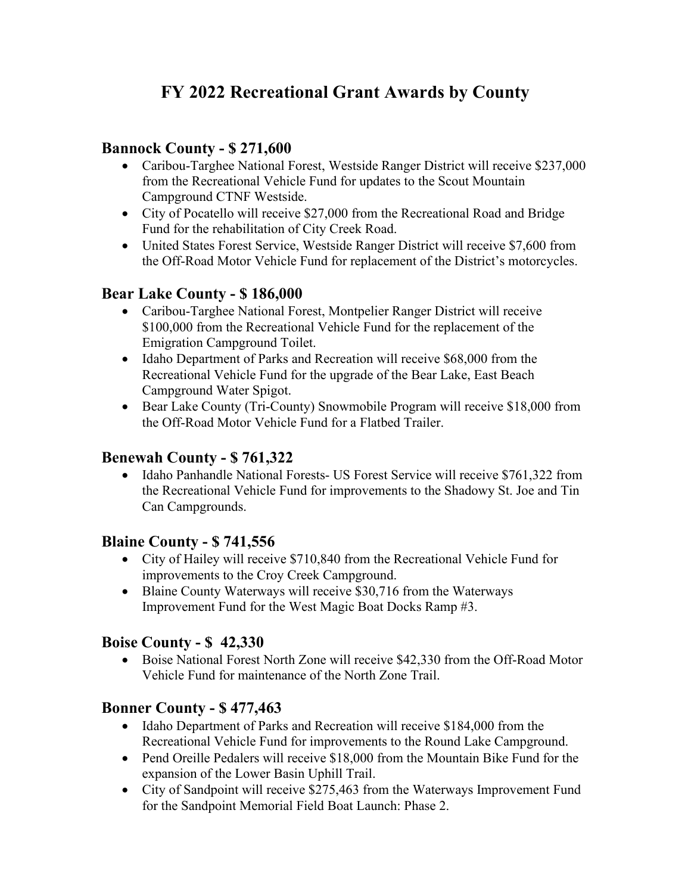# FY 2022 Recreational Grant Awards by County

## Bannock County - $ 271,600

- Caribou-Targhee National Forest, Westside Ranger District will receive $237,000 from the Recreational Vehicle Fund for updates to the Scout Mountain Campground CTNF Westside.
- City of Pocatello will receive $27,000 from the Recreational Road and Bridge Fund for the rehabilitation of City Creek Road.
- United States Forest Service, Westside Ranger District will receive $7,600 from the Off-Road Motor Vehicle Fund for replacement of the District's motorcycles.

## Bear Lake County - $ 186,000

- Caribou-Targhee National Forest, Montpelier Ranger District will receive $100,000 from the Recreational Vehicle Fund for the replacement of the Emigration Campground Toilet.
- Idaho Department of Parks and Recreation will receive $68,000 from the Recreational Vehicle Fund for the upgrade of the Bear Lake, East Beach Campground Water Spigot.
- Bear Lake County (Tri-County) Snowmobile Program will receive $18,000 from the Off-Road Motor Vehicle Fund for a Flatbed Trailer.

## Benewah County - $ 761,322

- Idaho Panhandle National Forests- US Forest Service will receive $761,322 from the Recreational Vehicle Fund for improvements to the Shadowy St. Joe and Tin Can Campgrounds.

## Blaine County - $ 741,556

- City of Hailey will receive $710,840 from the Recreational Vehicle Fund for improvements to the Croy Creek Campground.
- Blaine County Waterways will receive $30,716 from the Waterways Improvement Fund for the West Magic Boat Docks Ramp #3.

## Boise County - $ 42,330

- Boise National Forest North Zone will receive $42,330 from the Off-Road Motor Vehicle Fund for maintenance of the North Zone Trail.

## Bonner County - $ 477,463

- Idaho Department of Parks and Recreation will receive $184,000 from the Recreational Vehicle Fund for improvements to the Round Lake Campground.
- Pend Oreille Pedalers will receive $18,000 from the Mountain Bike Fund for the expansion of the Lower Basin Uphill Trail.
- City of Sandpoint will receive $275,463 from the Waterways Improvement Fund for the Sandpoint Memorial Field Boat Launch: Phase 2.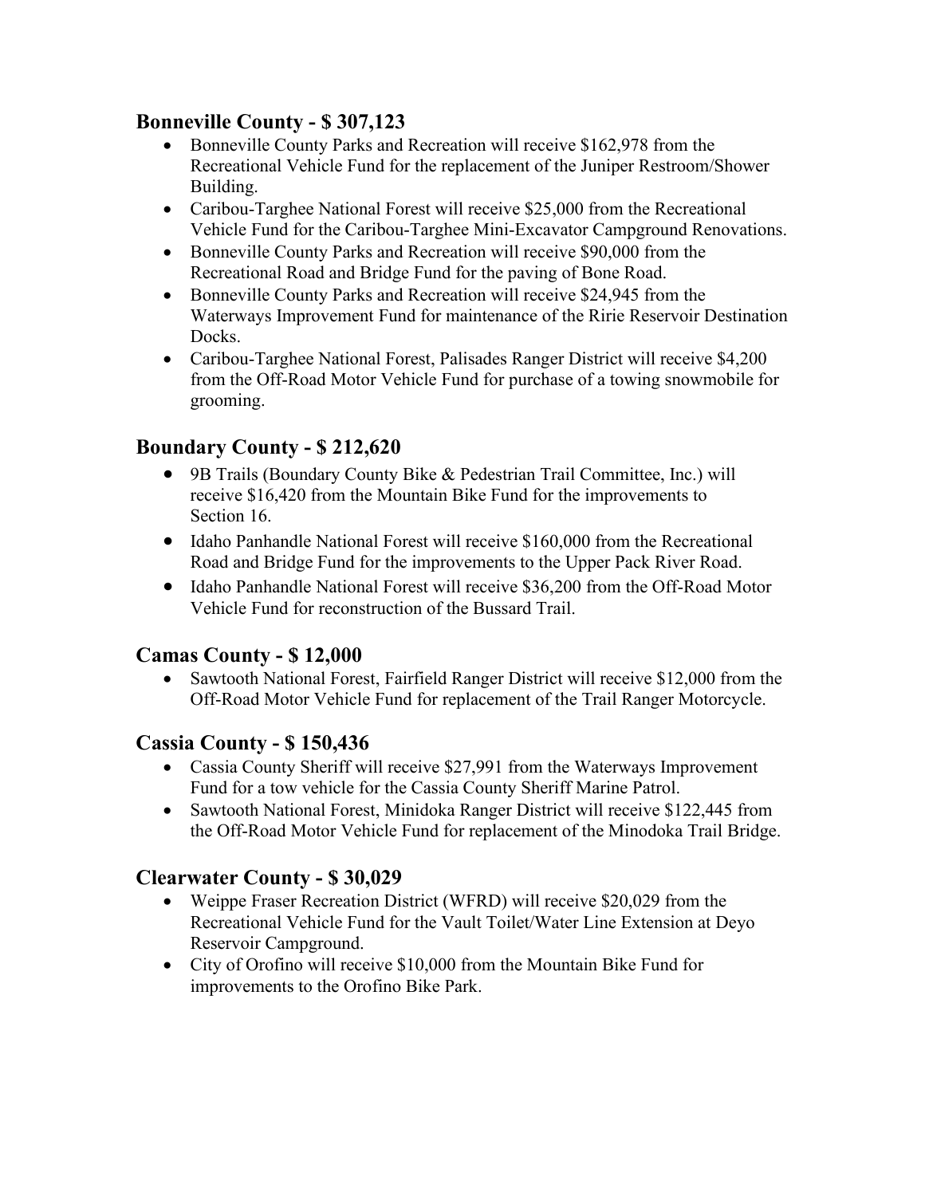## Bonneville County - $ 307,123

- Bonneville County Parks and Recreation will receive $162,978 from the Recreational Vehicle Fund for the replacement of the Juniper Restroom/Shower Building.
- Caribou-Targhee National Forest will receive $25,000 from the Recreational Vehicle Fund for the Caribou-Targhee Mini-Excavator Campground Renovations.
- Bonneville County Parks and Recreation will receive $90,000 from the Recreational Road and Bridge Fund for the paving of Bone Road.
- Bonneville County Parks and Recreation will receive $24,945 from the Waterways Improvement Fund for maintenance of the Ririe Reservoir Destination Docks.
- Caribou-Targhee National Forest, Palisades Ranger District will receive $4,200 from the Off-Road Motor Vehicle Fund for purchase of a towing snowmobile for grooming.

## Boundary County - $ 212,620

- 9B Trails (Boundary County Bike & Pedestrian Trail Committee, Inc.) will receive $16,420 from the Mountain Bike Fund for the improvements to Section 16.
- Idaho Panhandle National Forest will receive $160,000 from the Recreational Road and Bridge Fund for the improvements to the Upper Pack River Road.
- Idaho Panhandle National Forest will receive $36,200 from the Off-Road Motor Vehicle Fund for reconstruction of the Bussard Trail.

## Camas County - $ 12,000

- Sawtooth National Forest, Fairfield Ranger District will receive $12,000 from the Off-Road Motor Vehicle Fund for replacement of the Trail Ranger Motorcycle.

## Cassia County - $ 150,436

- Cassia County Sheriff will receive $27,991 from the Waterways Improvement Fund for a tow vehicle for the Cassia County Sheriff Marine Patrol.
- Sawtooth National Forest, Minidoka Ranger District will receive $122,445 from the Off-Road Motor Vehicle Fund for replacement of the Minodoka Trail Bridge.

## Clearwater County - $ 30,029

- Weippe Fraser Recreation District (WFRD) will receive $20,029 from the Recreational Vehicle Fund for the Vault Toilet/Water Line Extension at Deyo Reservoir Campground.
- City of Orofino will receive $10,000 from the Mountain Bike Fund for improvements to the Orofino Bike Park.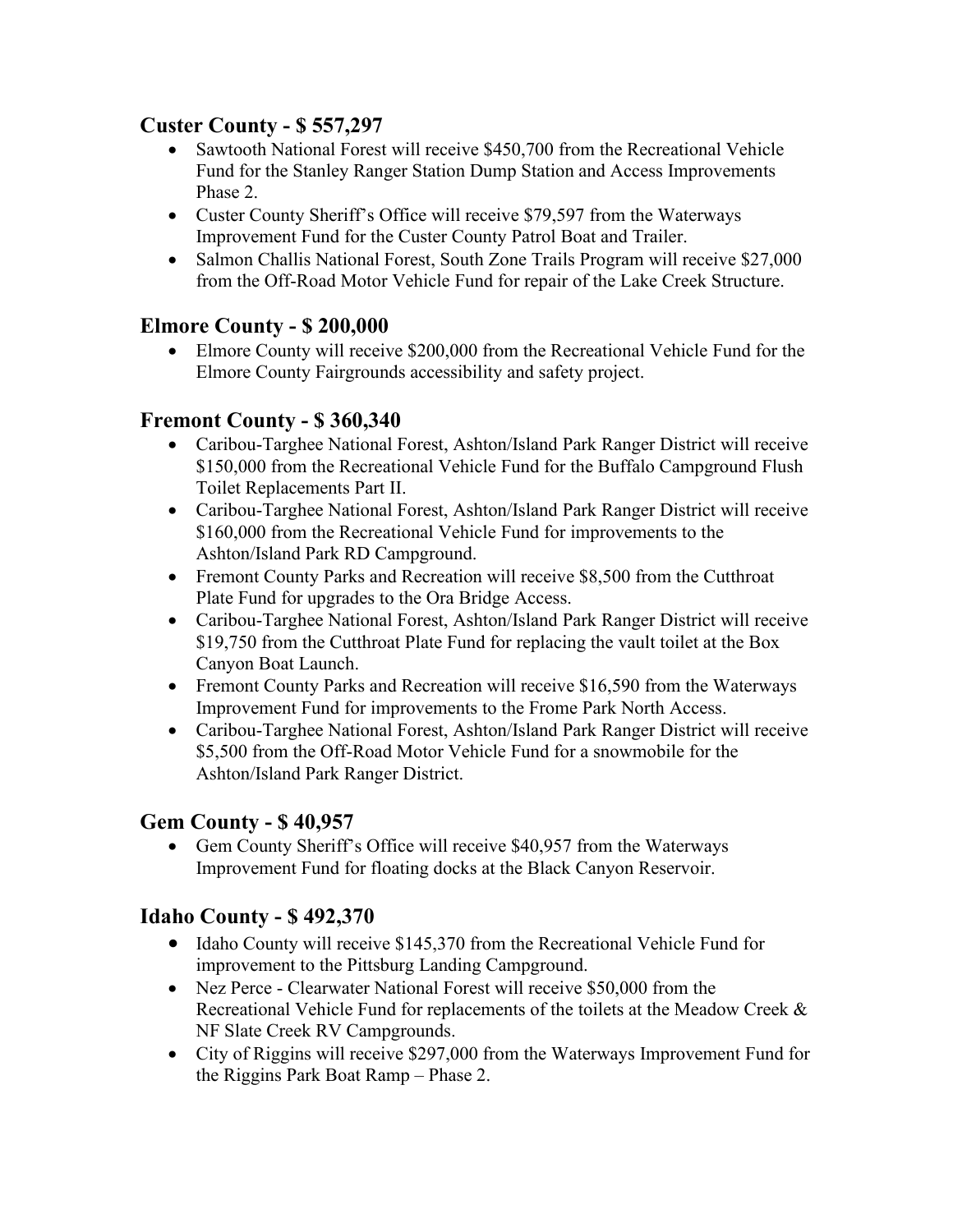## Custer County - $ 557,297

- Sawtooth National Forest will receive $450,700 from the Recreational Vehicle Fund for the Stanley Ranger Station Dump Station and Access Improvements Phase 2.
- Custer County Sheriff's Office will receive $79,597 from the Waterways Improvement Fund for the Custer County Patrol Boat and Trailer.
- Salmon Challis National Forest, South Zone Trails Program will receive $27,000 from the Off-Road Motor Vehicle Fund for repair of the Lake Creek Structure.

## Elmore County - $ 200,000

- Elmore County will receive $200,000 from the Recreational Vehicle Fund for the Elmore County Fairgrounds accessibility and safety project.

## Fremont County - $ 360,340

- Caribou-Targhee National Forest, Ashton/Island Park Ranger District will receive $150,000 from the Recreational Vehicle Fund for the Buffalo Campground Flush Toilet Replacements Part II.
- Caribou-Targhee National Forest, Ashton/Island Park Ranger District will receive $160,000 from the Recreational Vehicle Fund for improvements to the Ashton/Island Park RD Campground.
- Fremont County Parks and Recreation will receive $8,500 from the Cutthroat Plate Fund for upgrades to the Ora Bridge Access.
- Caribou-Targhee National Forest, Ashton/Island Park Ranger District will receive $19,750 from the Cutthroat Plate Fund for replacing the vault toilet at the Box Canyon Boat Launch.
- Fremont County Parks and Recreation will receive $16,590 from the Waterways Improvement Fund for improvements to the Frome Park North Access.
- Caribou-Targhee National Forest, Ashton/Island Park Ranger District will receive $5,500 from the Off-Road Motor Vehicle Fund for a snowmobile for the Ashton/Island Park Ranger District.

## Gem County - $ 40,957

- Gem County Sheriff's Office will receive $40,957 from the Waterways Improvement Fund for floating docks at the Black Canyon Reservoir.

## Idaho County - $ 492,370

- Idaho County will receive $145,370 from the Recreational Vehicle Fund for improvement to the Pittsburg Landing Campground.
- Nez Perce - Clearwater National Forest will receive $50,000 from the Recreational Vehicle Fund for replacements of the toilets at the Meadow Creek & NF Slate Creek RV Campgrounds.
- City of Riggins will receive $297,000 from the Waterways Improvement Fund for the Riggins Park Boat Ramp – Phase 2.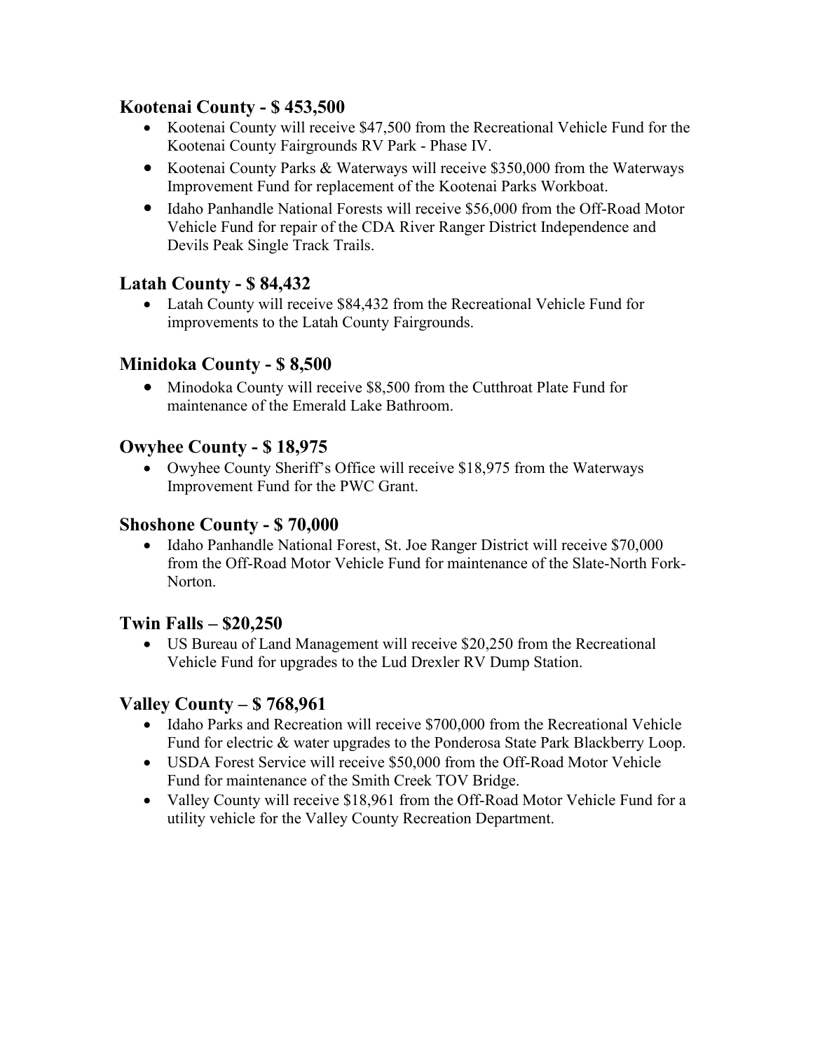## Kootenai County - $ 453,500

- Kootenai County will receive $47,500 from the Recreational Vehicle Fund for the Kootenai County Fairgrounds RV Park - Phase IV.
- Kootenai County Parks & Waterways will receive $350,000 from the Waterways Improvement Fund for replacement of the Kootenai Parks Workboat.
- Idaho Panhandle National Forests will receive $56,000 from the Off-Road Motor Vehicle Fund for repair of the CDA River Ranger District Independence and Devils Peak Single Track Trails.

## Latah County - $ 84,432

- Latah County will receive $84,432 from the Recreational Vehicle Fund for improvements to the Latah County Fairgrounds.

## Minidoka County - $ 8,500

- Minodoka County will receive $8,500 from the Cutthroat Plate Fund for maintenance of the Emerald Lake Bathroom.

## Owyhee County - $ 18,975

- Owyhee County Sheriff's Office will receive $18,975 from the Waterways Improvement Fund for the PWC Grant.

## Shoshone County - $ 70,000

- Idaho Panhandle National Forest, St. Joe Ranger District will receive $70,000 from the Off-Road Motor Vehicle Fund for maintenance of the Slate-North Fork-Norton.

## Twin Falls – $20,250

- US Bureau of Land Management will receive $20,250 from the Recreational Vehicle Fund for upgrades to the Lud Drexler RV Dump Station.

## Valley County – $ 768,961

- Idaho Parks and Recreation will receive $700,000 from the Recreational Vehicle Fund for electric & water upgrades to the Ponderosa State Park Blackberry Loop.
- USDA Forest Service will receive $50,000 from the Off-Road Motor Vehicle Fund for maintenance of the Smith Creek TOV Bridge.
- Valley County will receive $18,961 from the Off-Road Motor Vehicle Fund for a utility vehicle for the Valley County Recreation Department.